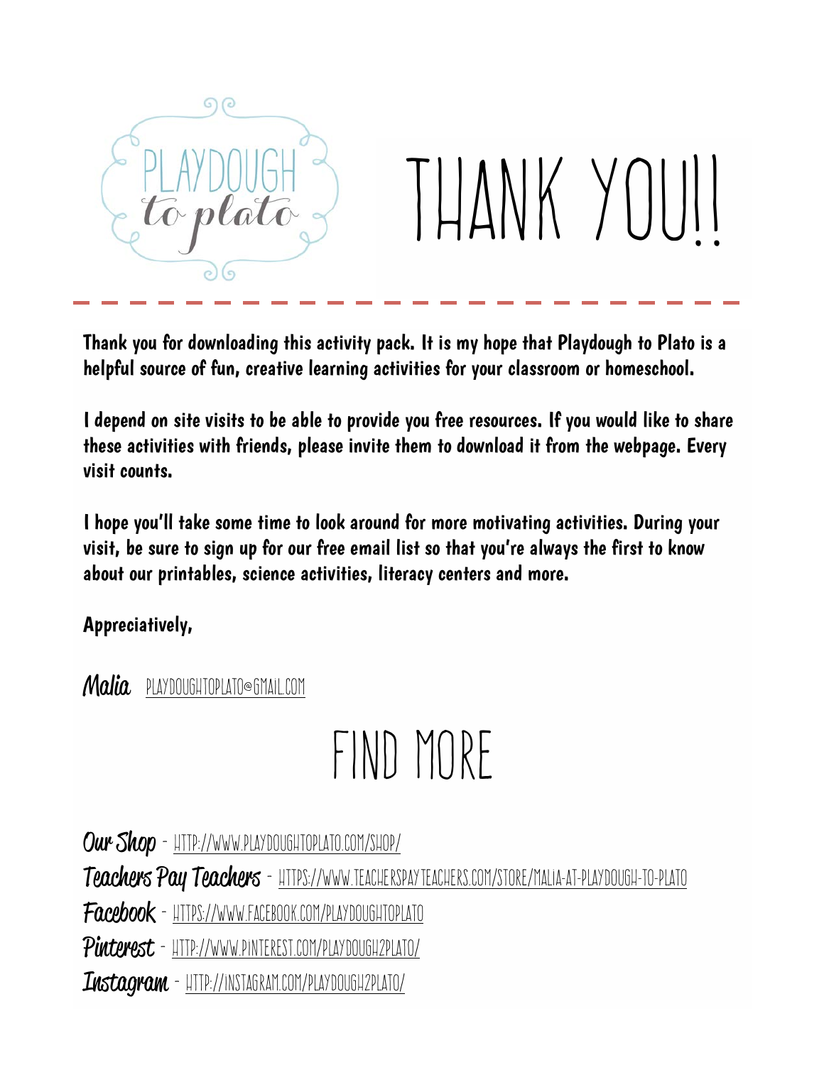PLAYDOUGH *to plato*

# THANK YOU!!

Thank you for downloading this activity pack. It is my hope that Playdough to Plato is a helpful source of fun, creative learning activities for your classroom or homeschool.

I depend on site visits to be able to provide you free resources. If you would like to share these activities with friends, please invite them to download it from the webpage. Every visit counts.

I hope you'll take some time to look around for more motivating activities. During your visit, be sure to sign up for our free email list so that you're always the first to know about our printables, science activities, literacy centers and more.

Appreciatively,

*Malia* PLAYDOUGHTOPLATO@GMAIL.COM

# FIND MORE

**Our Shop** - HTTP://WWW.PLAYDOUGHTOPLATO.COM/SHOP/

**Teachers Pay Teachers** - HTTPS://WWW.TEACHERSPAYTEACHERS.COM/STORE/MALIA-AT-PLAYDOUGH-TO-PLATO

**Facebook** - HTTPS://WWW.FACEBOOK.COM/PLAYDOUGHTOPLATO

**Pinterest** - HTTP://WWW.PINTEREST.COM/PLAYDOUGH2PLATO/

**Instagram** - HTTP://INSTAGRAM.COM/PLAYDOUGH2PLATO/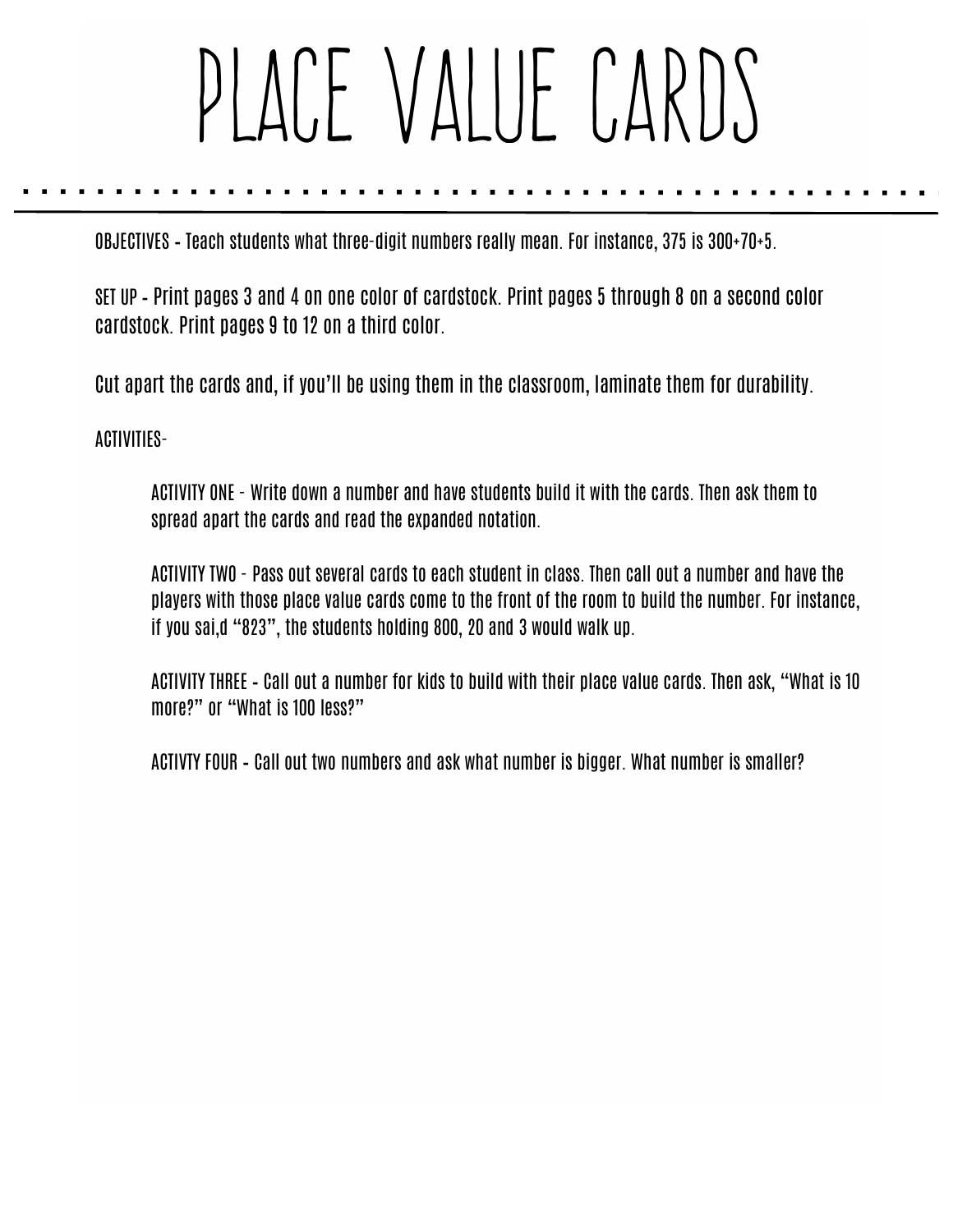# PLACE VALUE CARDS

OBJECTIVES - Teach students what three-digit numbers really mean. For instance, 375 is 300+70+5.

SET UP - Print pages 3 and 4 on one color of cardstock. Print pages 5 through 8 on a second color cardstock. Print pages 9 to 12 on a third color.

Cut apart the cards and, if you'll be using them in the classroom, laminate them for durability.

ACTIVITIES-

> ACTIVITY ONE - Write down a number and have students build it with the cards. Then ask them to spread apart the cards and read the expanded notation.
>
> ACTIVITY TWO - Pass out several cards to each student in class. Then call out a number and have the players with those place value cards come to the front of the room to build the number. For instance, if you sai,d "823", the students holding 800, 20 and 3 would walk up.
>
> ACTIVITY THREE - Call out a number for kids to build with their place value cards. Then ask, "What is 10 more?" or "What is 100 less?"
>
> ACTIVTY FOUR - Call out two numbers and ask what number is bigger. What number is smaller?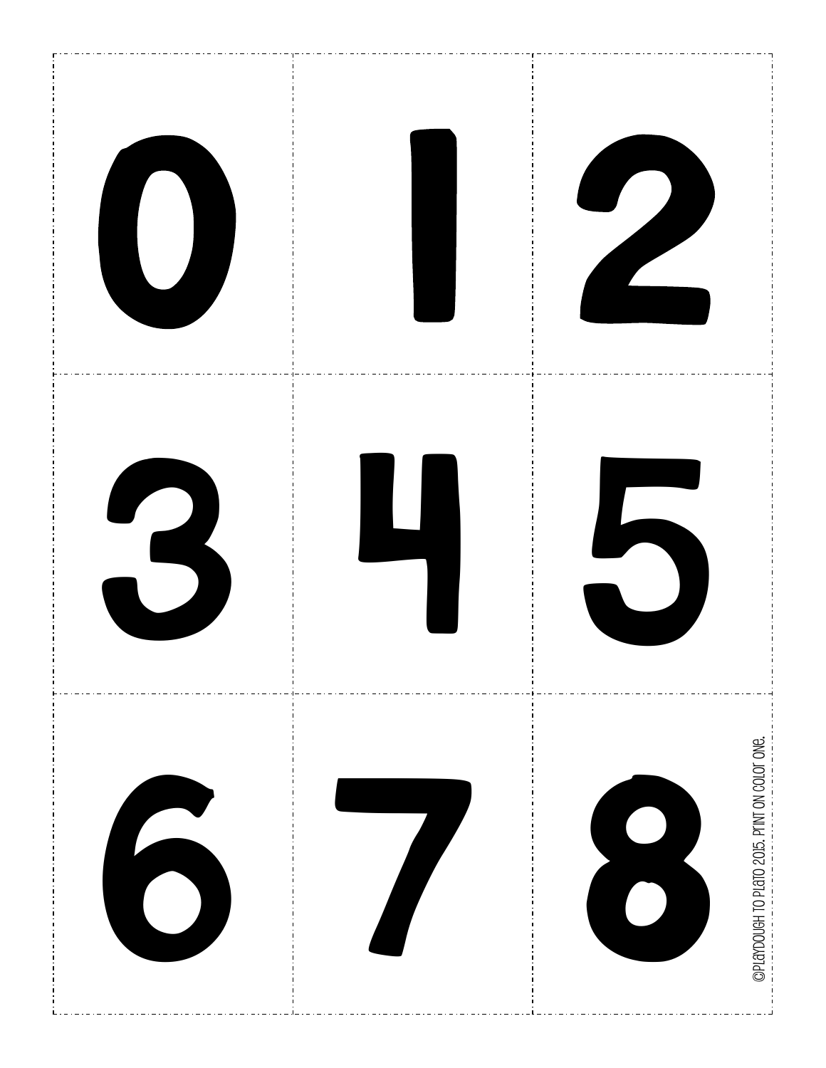| | | |
|---|---|---|
| 0 | 1 | 2 |
| 3 | 4 | 5 |
| 6 | 7 | 8 |

©PLAYDOUGH TO PLATO 2015. PRINT ON COLOR ONE.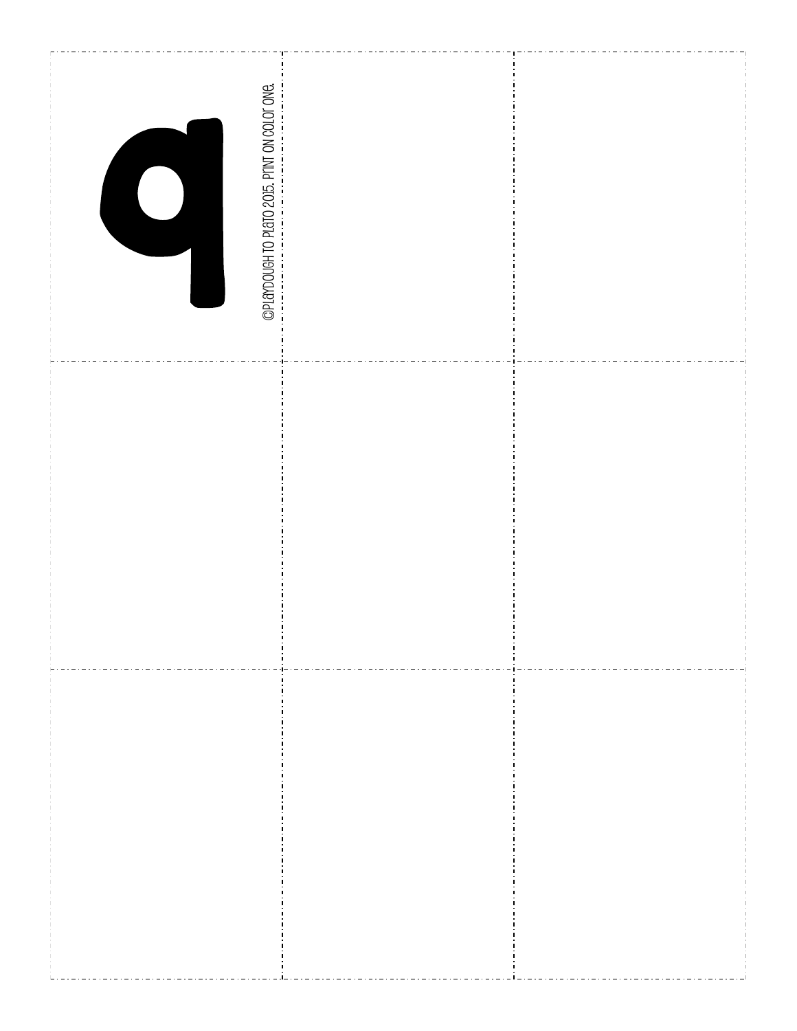q

©PLAYDOUGH TO PLATO 2015. PRINT ON COLOR ONE.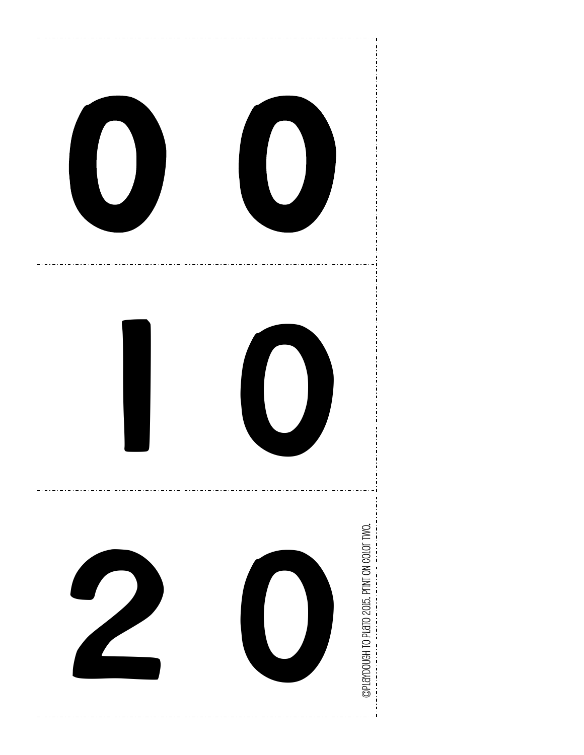00

10

20

©Playdough to Plato 2015. Print on color two.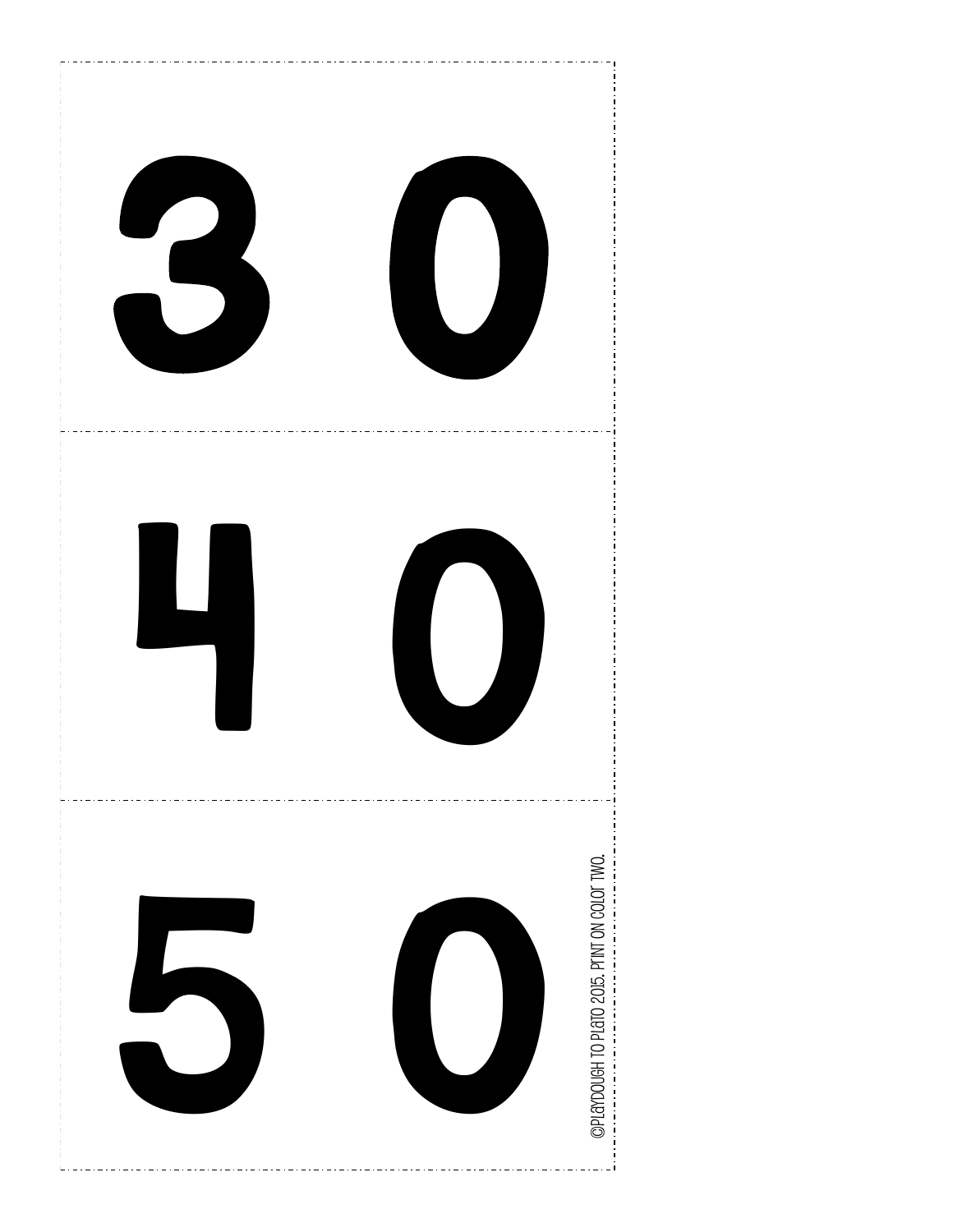30

40

50

©Playdough to Plato 2015. Print on color two.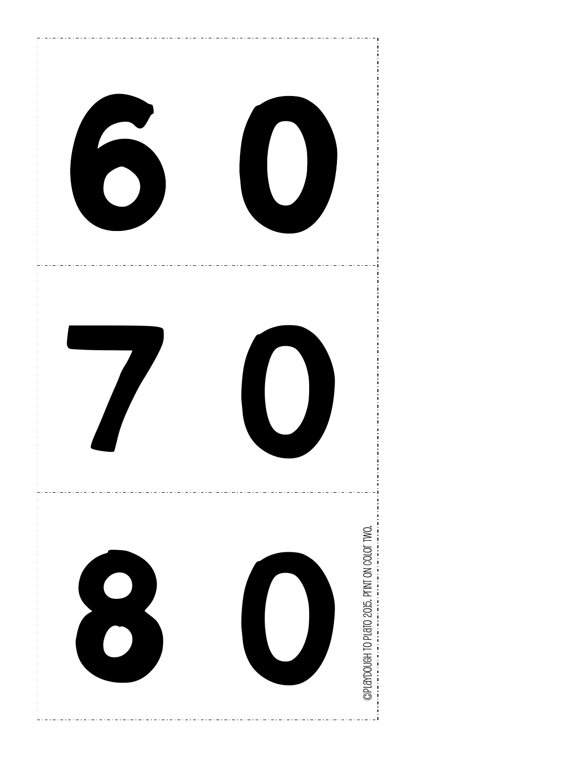60

70

80

©Playdough to Plato 2015. Print on color two.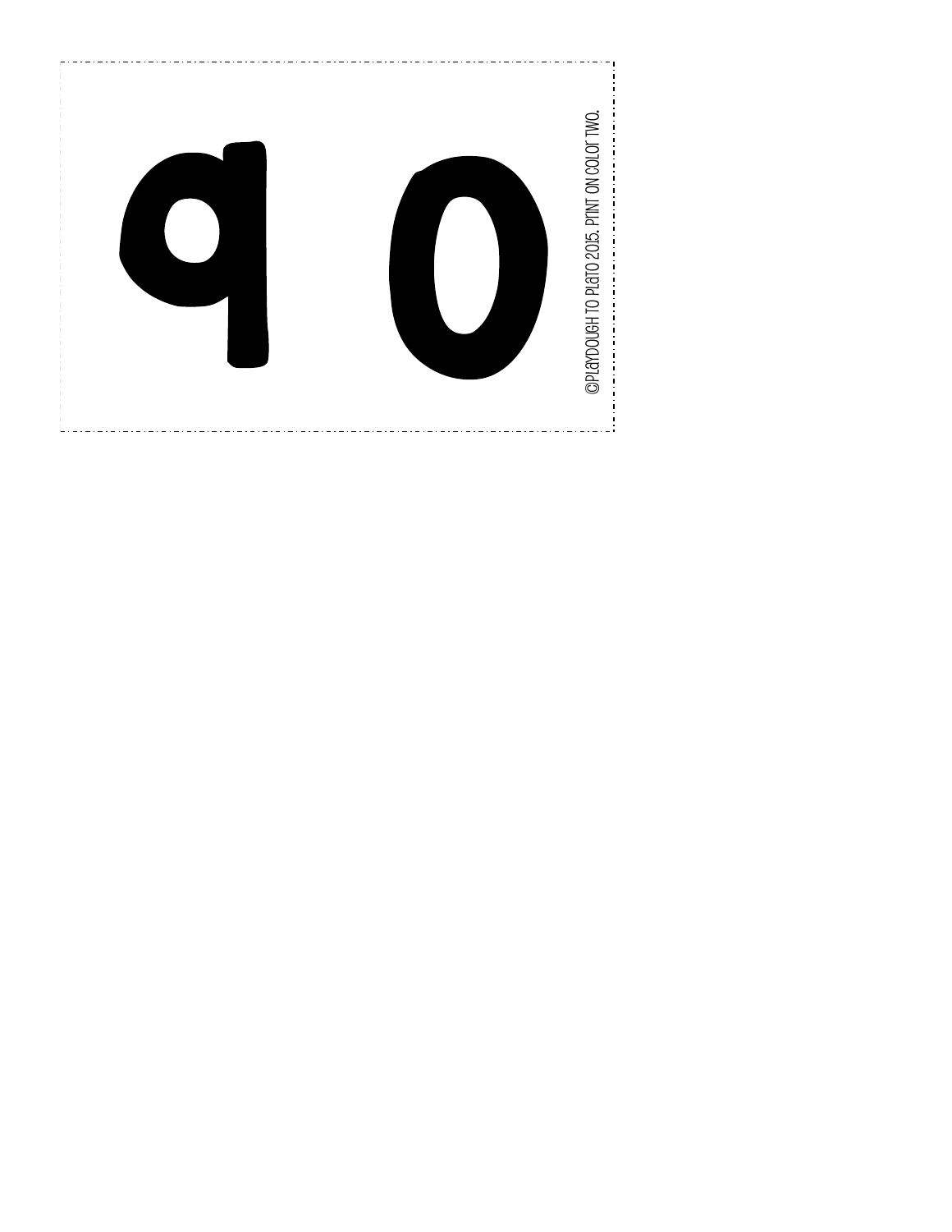9 0

©Playdough to Plato 2015. Print on color two.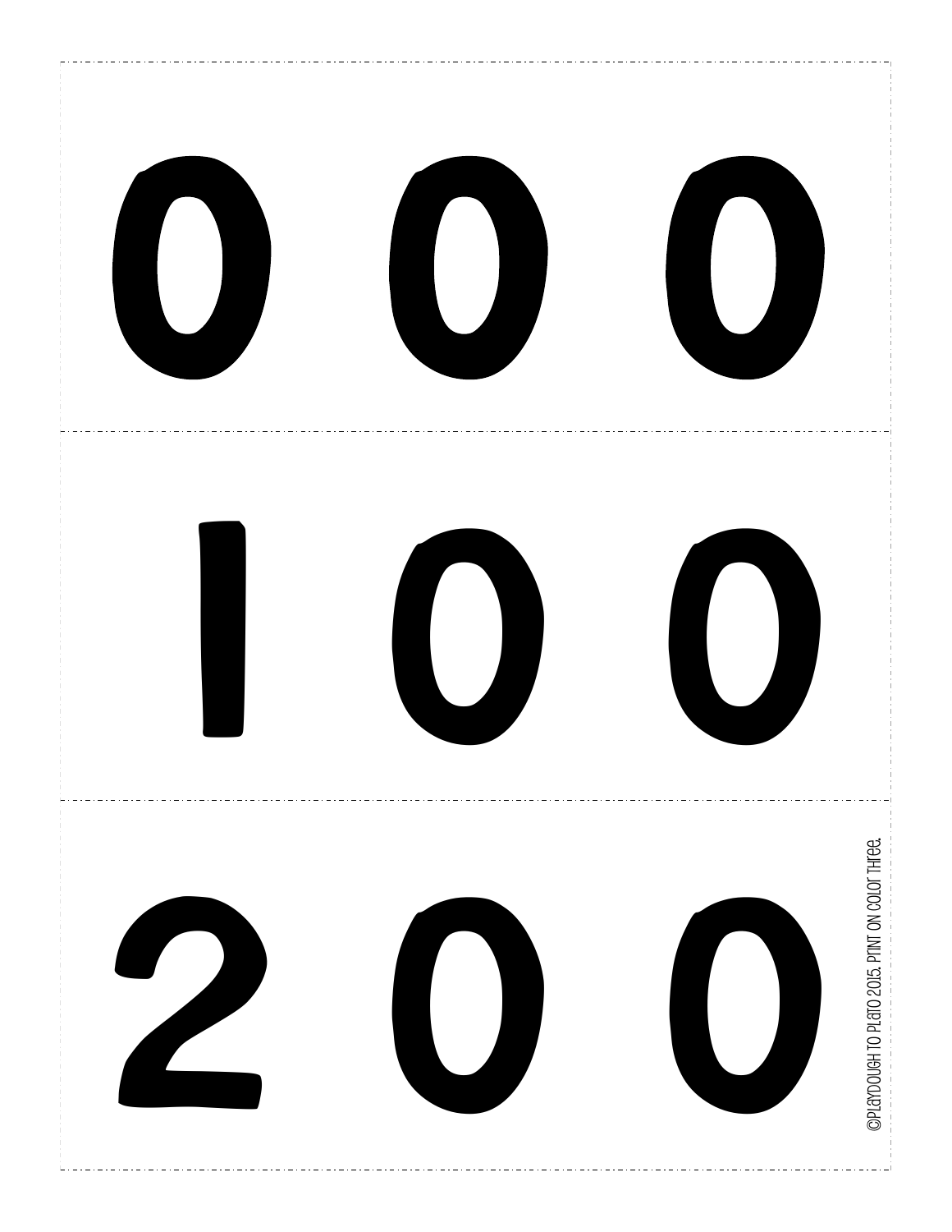0 0 0

1 0 0

2 0 0

©PLAYDOUGH TO PLATO 2015. PRINT ON COLOR THREE.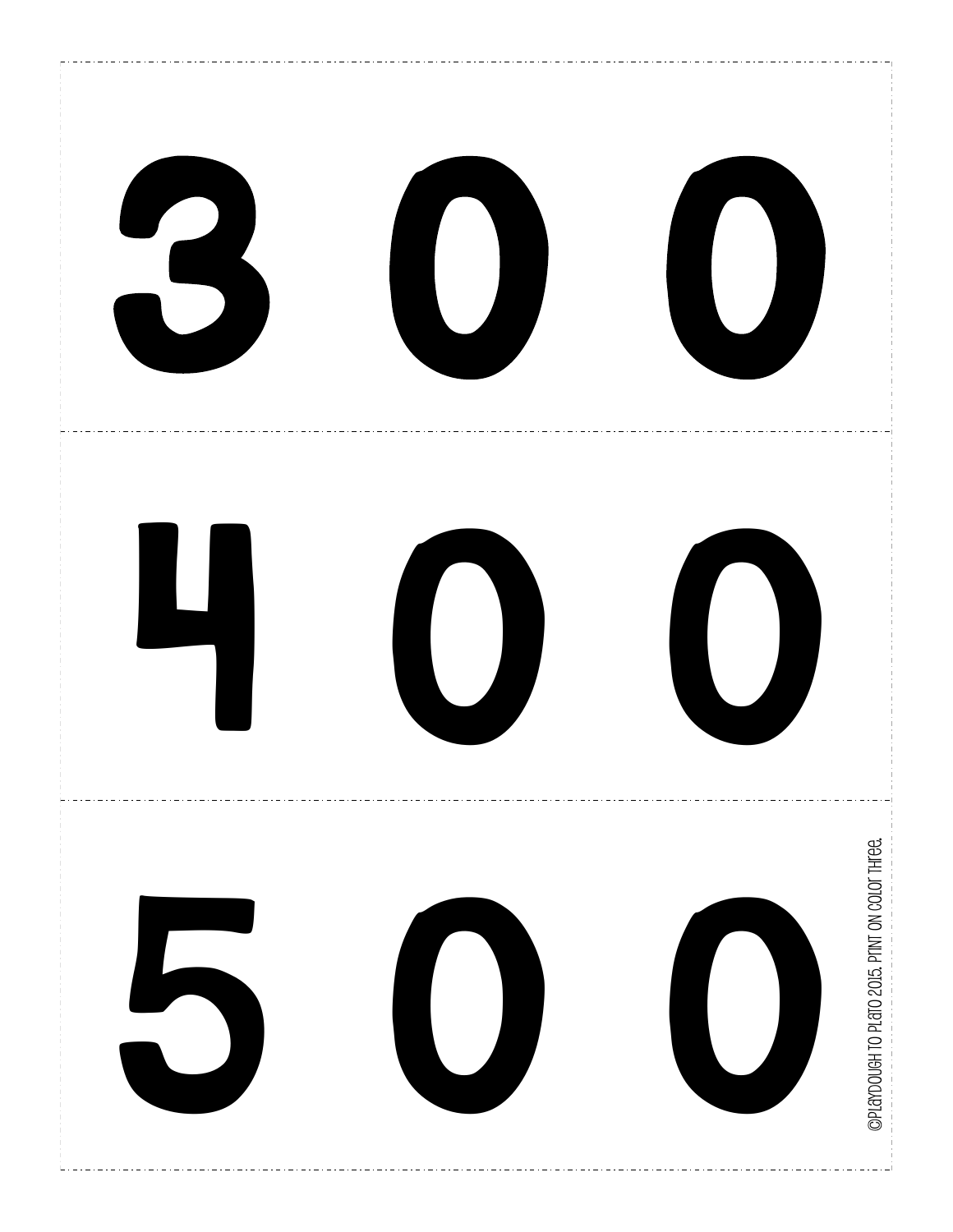# 300

# 400

# 500

©PLAYDOUGH TO PLATO 2015. PRINT ON COLOR THREE.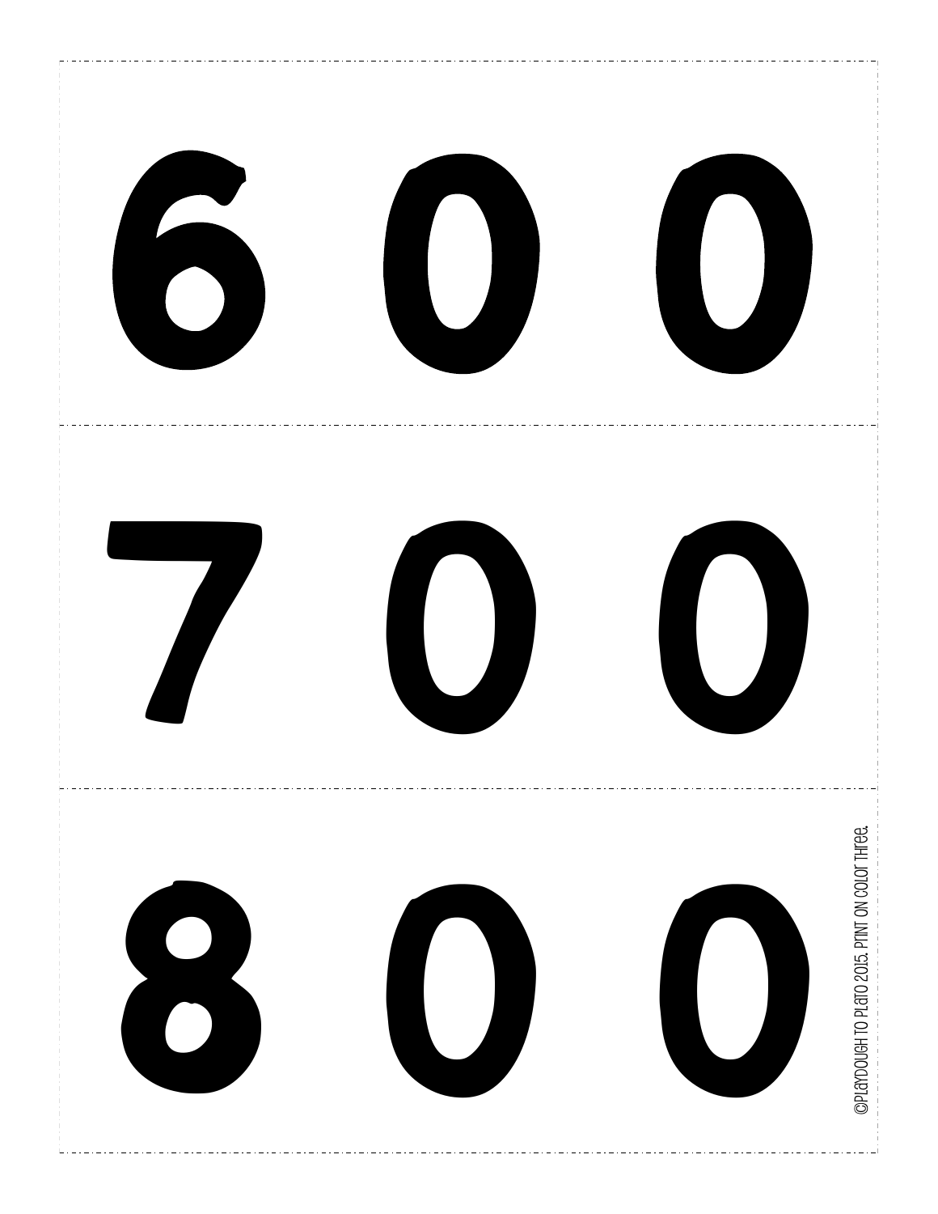600

700

800

©PLAYDOUGH TO PLATO 2015. PRINT ON COLOR THREE.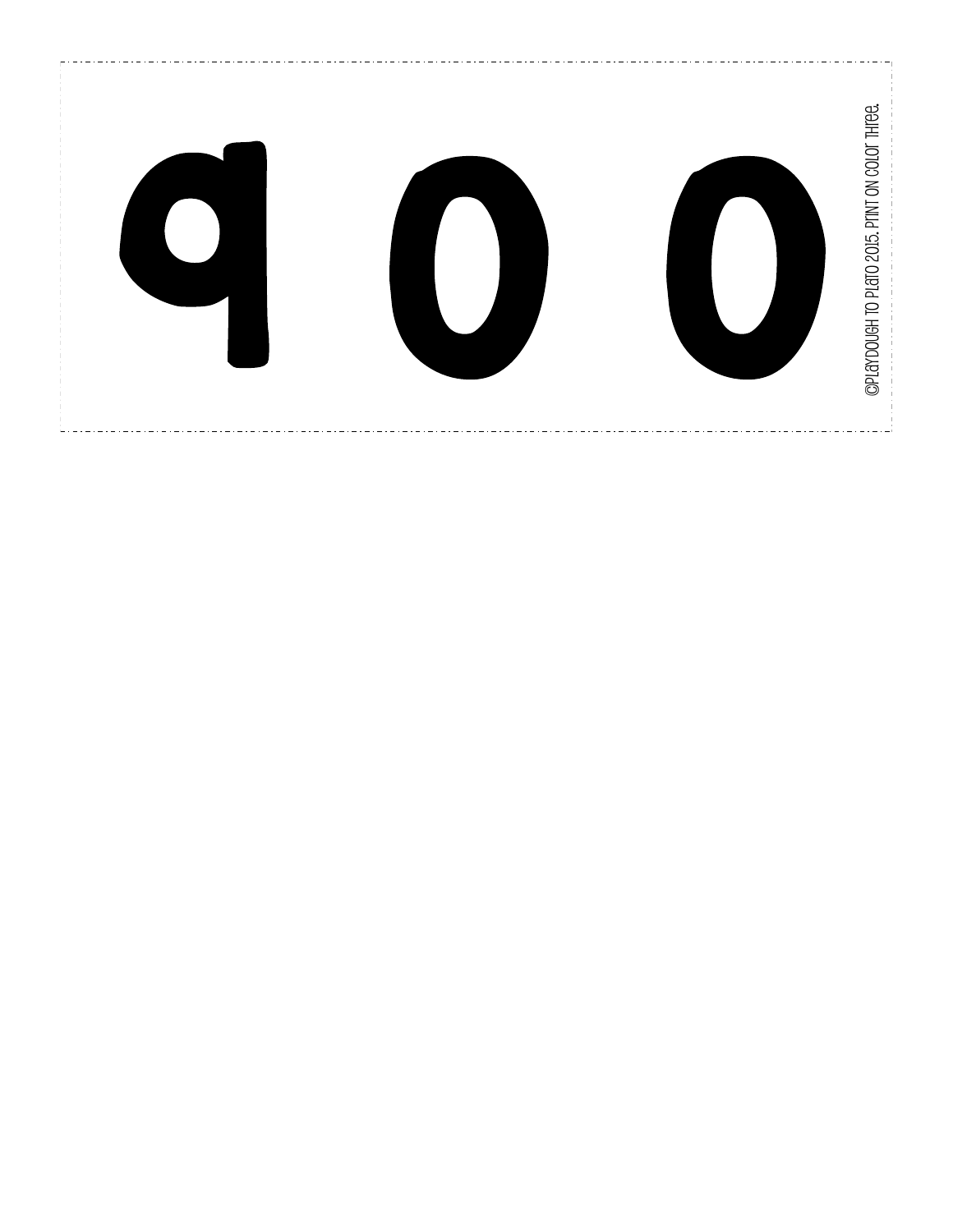# 9 0 0

©PLAYDOUGH TO PLATO 2015. PRINT ON COLOR THREE.